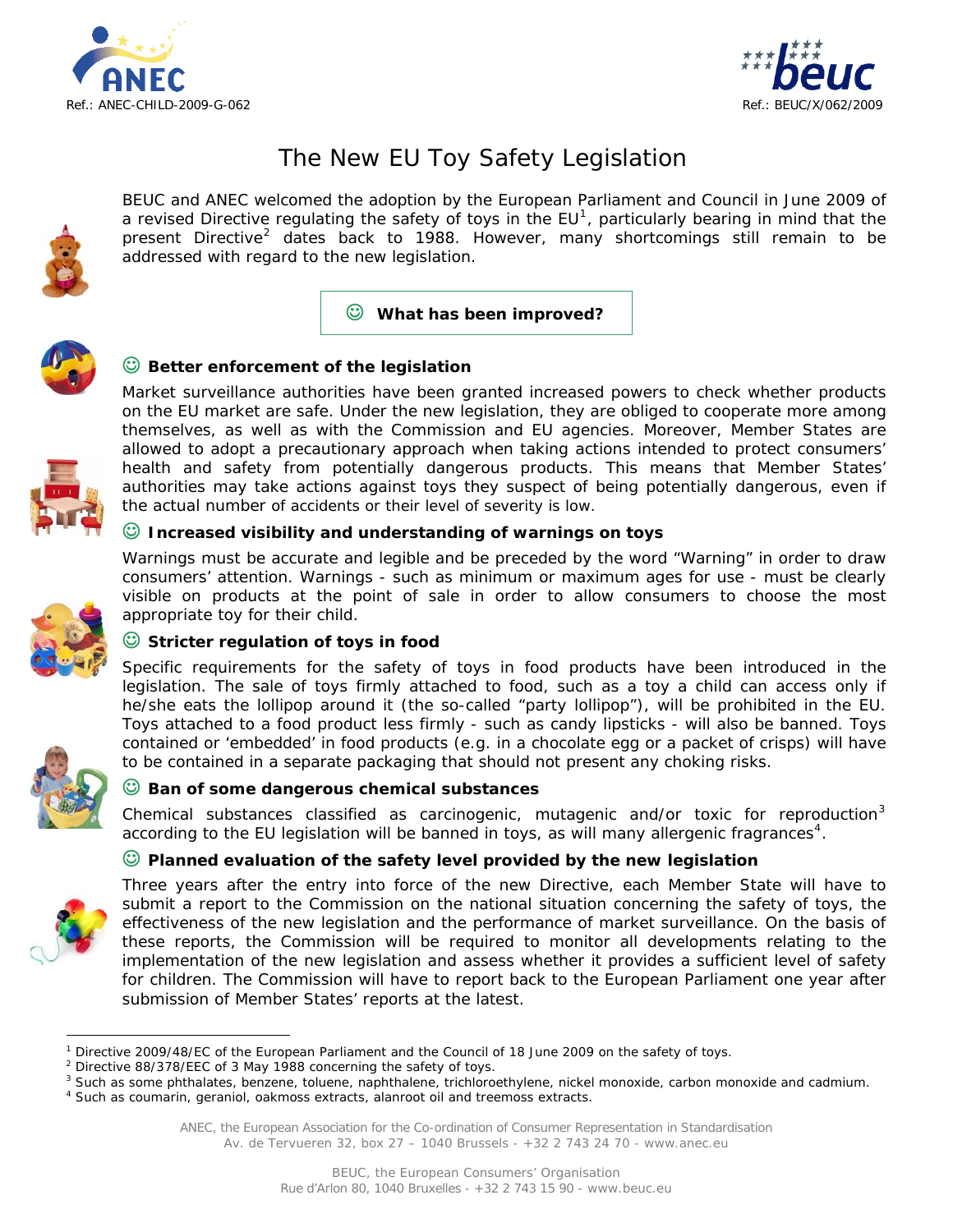Ref.: ANEC-CHILD-2009-G-062

Ref.: BEUC/X/062/2009

# The New EU Toy Safety Legislation

BEUC and ANEC welcomed the adoption by the European Parliament and Council in June 2009 of a revised Directive regulating the safety of toys in the EU[1], particularly bearing in mind that the present Directive[2] dates back to 1988. However, many shortcomings still remain to be addressed with regard to the new legislation.

## ☺ What has been improved?

### ☺ Better enforcement of the legislation

Market surveillance authorities have been granted increased powers to check whether products on the EU market are safe. Under the new legislation, they are obliged to cooperate more among themselves, as well as with the Commission and EU agencies. Moreover, Member States are allowed to adopt a precautionary approach when taking actions intended to protect consumers' health and safety from potentially dangerous products. This means that Member States' authorities may take actions against toys they suspect of being potentially dangerous, even if the actual number of accidents or their level of severity is low.

### ☺ Increased visibility and understanding of warnings on toys

Warnings must be accurate and legible and be preceded by the word "Warning" in order to draw consumers' attention. Warnings - such as minimum or maximum ages for use - must be clearly visible on products at the point of sale in order to allow consumers to choose the most appropriate toy for their child.

### ☺ Stricter regulation of toys in food

Specific requirements for the safety of toys in food products have been introduced in the legislation. The sale of toys firmly attached to food, such as a toy a child can access only if he/she eats the lollipop around it (the so-called "party lollipop"), will be prohibited in the EU. Toys attached to a food product less firmly - such as candy lipsticks - will also be banned. Toys contained or 'embedded' in food products (e.g. in a chocolate egg or a packet of crisps) will have to be contained in a separate packaging that should not present any choking risks.

### ☺ Ban of some dangerous chemical substances

Chemical substances classified as carcinogenic, mutagenic and/or toxic for reproduction[3] according to the EU legislation will be banned in toys, as will many allergenic fragrances[4].

### ☺ Planned evaluation of the safety level provided by the new legislation

Three years after the entry into force of the new Directive, each Member State will have to submit a report to the Commission on the national situation concerning the safety of toys, the effectiveness of the new legislation and the performance of market surveillance. On the basis of these reports, the Commission will be required to monitor all developments relating to the implementation of the new legislation and assess whether it provides a sufficient level of safety for children. The Commission will have to report back to the European Parliament one year after submission of Member States' reports at the latest.

---

[1] Directive 2009/48/EC of the European Parliament and the Council of 18 June 2009 on the safety of toys.

[2] Directive 88/378/EEC of 3 May 1988 concerning the safety of toys.

[3] Such as some phthalates, benzene, toluene, naphthalene, trichloroethylene, nickel monoxide, carbon monoxide and cadmium.

[4] Such as coumarin, geraniol, oakmoss extracts, alanroot oil and treemoss extracts.

ANEC, the European Association for the Co-ordination of Consumer Representation in Standardisation
Av. de Tervueren 32, box 27 – 1040 Brussels - +32 2 743 24 70 - www.anec.eu

BEUC, the European Consumers' Organisation
Rue d'Arlon 80, 1040 Bruxelles - +32 2 743 15 90 - www.beuc.eu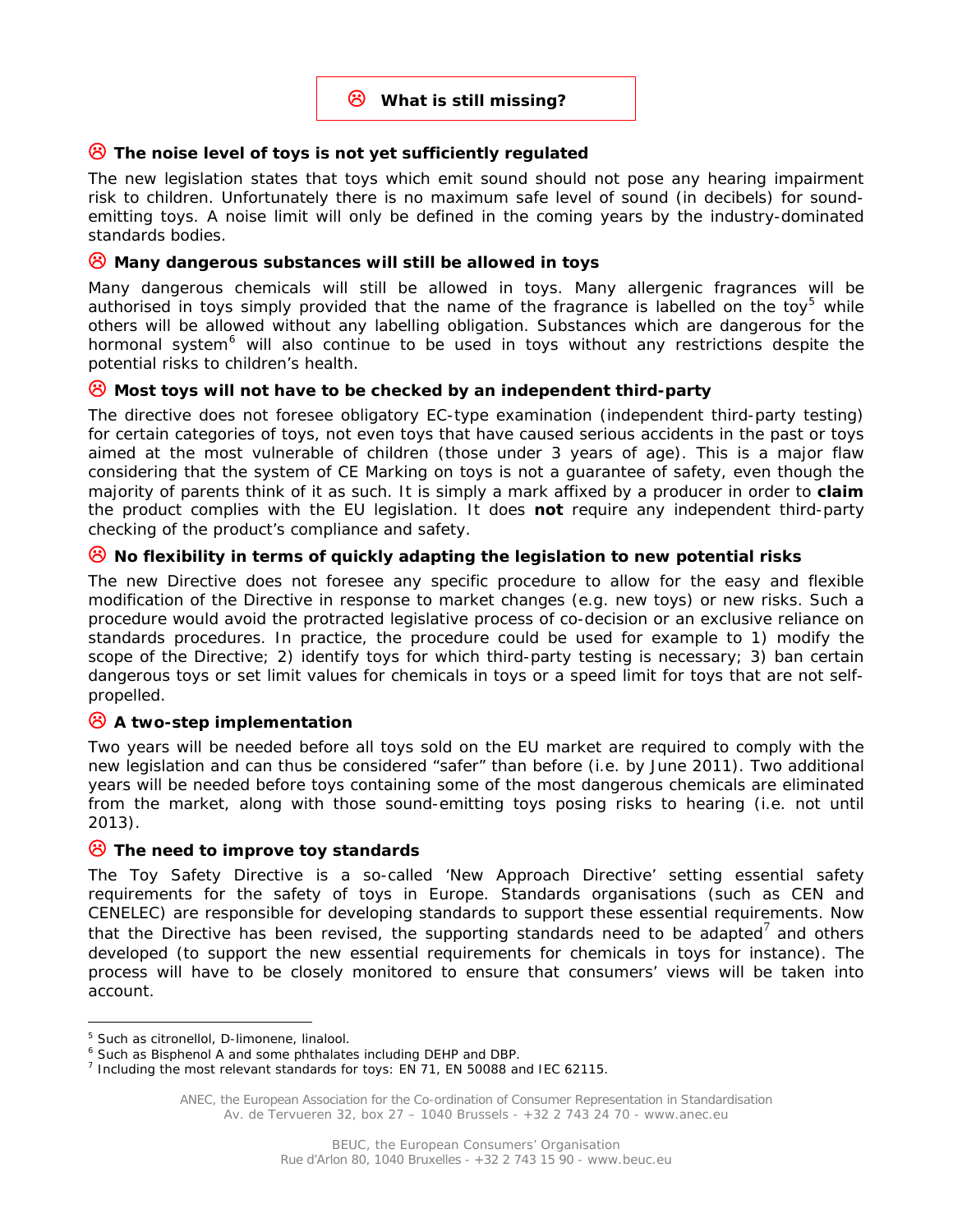## ☹ What is still missing?

### ☹ The noise level of toys is not yet sufficiently regulated

The new legislation states that toys which emit sound should not pose any hearing impairment risk to children. Unfortunately there is no maximum safe level of sound (in decibels) for sound-emitting toys. A noise limit will only be defined in the coming years by the industry-dominated standards bodies.

### ☹ Many dangerous substances will still be allowed in toys

Many dangerous chemicals will still be allowed in toys. Many allergenic fragrances will be authorised in toys simply provided that the name of the fragrance is labelled on the toy[5] while others will be allowed without any labelling obligation. Substances which are dangerous for the hormonal system[6] will also continue to be used in toys without any restrictions despite the potential risks to children's health.

### ☹ Most toys will not have to be checked by an independent third-party

The directive does not foresee obligatory EC-type examination (independent third-party testing) for certain categories of toys, not even toys that have caused serious accidents in the past or toys aimed at the most vulnerable of children (those under 3 years of age). This is a major flaw considering that the system of CE Marking on toys is not a guarantee of safety, even though the majority of parents think of it as such. It is simply a mark affixed by a producer in order to **claim** the product complies with the EU legislation. It does **not** require any independent third-party checking of the product's compliance and safety.

### ☹ No flexibility in terms of quickly adapting the legislation to new potential risks

The new Directive does not foresee any specific procedure to allow for the easy and flexible modification of the Directive in response to market changes (e.g. new toys) or new risks. Such a procedure would avoid the protracted legislative process of co-decision or an exclusive reliance on standards procedures. In practice, the procedure could be used for example to 1) modify the scope of the Directive; 2) identify toys for which third-party testing is necessary; 3) ban certain dangerous toys or set limit values for chemicals in toys or a speed limit for toys that are not self-propelled.

### ☹ A two-step implementation

Two years will be needed before all toys sold on the EU market are required to comply with the new legislation and can thus be considered "safer" than before (i.e. by June 2011). Two additional years will be needed before toys containing some of the most dangerous chemicals are eliminated from the market, along with those sound-emitting toys posing risks to hearing (i.e. not until 2013).

### ☹ The need to improve toy standards

The Toy Safety Directive is a so-called 'New Approach Directive' setting essential safety requirements for the safety of toys in Europe. Standards organisations (such as CEN and CENELEC) are responsible for developing standards to support these essential requirements. Now that the Directive has been revised, the supporting standards need to be adapted[7] and others developed (to support the new essential requirements for chemicals in toys for instance). The process will have to be closely monitored to ensure that consumers' views will be taken into account.

---

[5] Such as citronellol, D-limonene, linalool.

[6] Such as Bisphenol A and some phthalates including DEHP and DBP.

[7] Including the most relevant standards for toys: EN 71, EN 50088 and IEC 62115.

ANEC, the European Association for the Co-ordination of Consumer Representation in Standardisation
Av. de Tervueren 32, box 27 – 1040 Brussels - +32 2 743 24 70 - www.anec.eu

BEUC, the European Consumers' Organisation
Rue d'Arlon 80, 1040 Bruxelles - +32 2 743 15 90 - www.beuc.eu